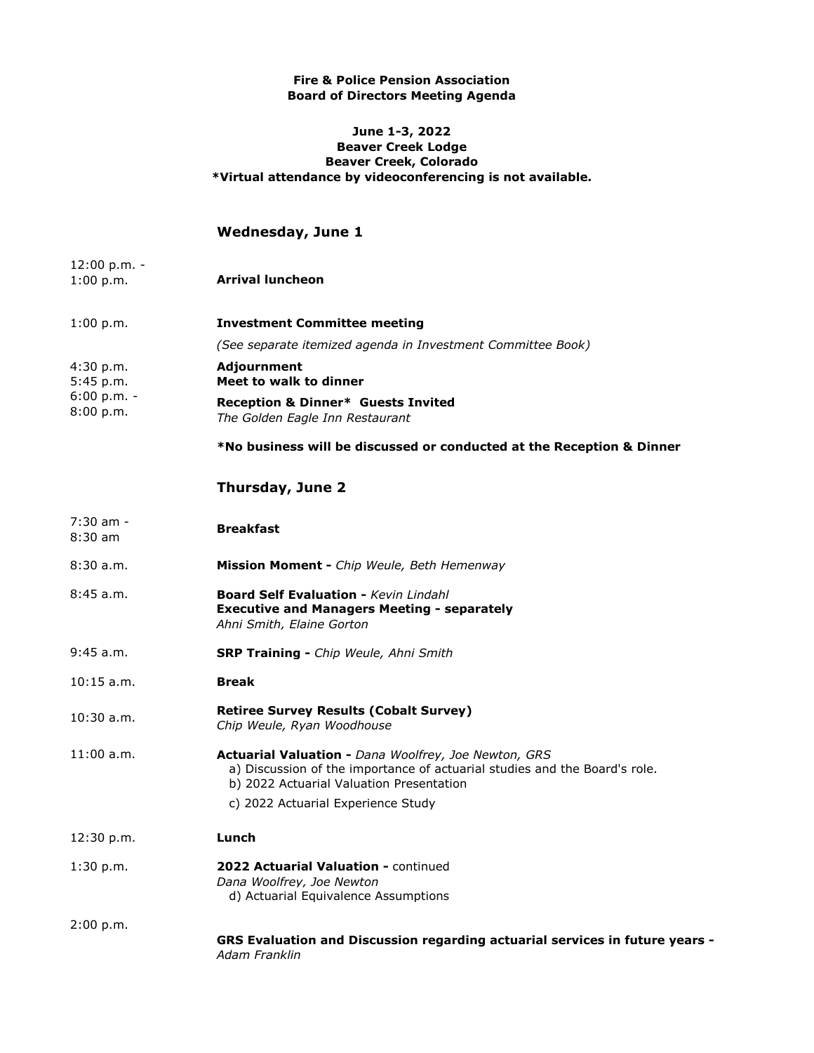**Fire & Police Pension Association**
**Board of Directors Meeting Agenda**

**June 1-3, 2022**
**Beaver Creek Lodge**
**Beaver Creek, Colorado**
**\*Virtual attendance by videoconferencing is not available.**

## Wednesday, June 1

| | |
|---|---|
| 12:00 p.m. - 1:00 p.m. | **Arrival luncheon** |
| 1:00 p.m. | **Investment Committee meeting**<br>*(See separate itemized agenda in Investment Committee Book)* |
| 4:30 p.m. | **Adjournment** |
| 5:45 p.m. | **Meet to walk to dinner** |
| 6:00 p.m. - 8:00 p.m. | **Reception & Dinner\*  Guests Invited**<br>*The Golden Eagle Inn Restaurant* |

**\*No business will be discussed or conducted at the Reception & Dinner**

## Thursday, June 2

| | |
|---|---|
| 7:30 am - 8:30 am | **Breakfast** |
| 8:30 a.m. | **Mission Moment -** *Chip Weule, Beth Hemenway* |
| 8:45 a.m. | **Board Self Evaluation -** *Kevin Lindahl*<br>**Executive and Managers Meeting - separately**<br>*Ahni Smith, Elaine Gorton* |
| 9:45 a.m. | **SRP Training -** *Chip Weule, Ahni Smith* |
| 10:15 a.m. | **Break** |
| 10:30 a.m. | **Retiree Survey Results (Cobalt Survey)**<br>*Chip Weule, Ryan Woodhouse* |
| 11:00 a.m. | **Actuarial Valuation -** *Dana Woolfrey, Joe Newton, GRS*<br>a) Discussion of the importance of actuarial studies and the Board's role.<br>b) 2022 Actuarial Valuation Presentation<br>c) 2022 Actuarial Experience Study |
| 12:30 p.m. | **Lunch** |
| 1:30 p.m. | **2022 Actuarial Valuation -** continued<br>*Dana Woolfrey, Joe Newton*<br>d) Actuarial Equivalence Assumptions |
| 2:00 p.m. | **GRS Evaluation and Discussion regarding actuarial services in future years -**<br>*Adam Franklin* |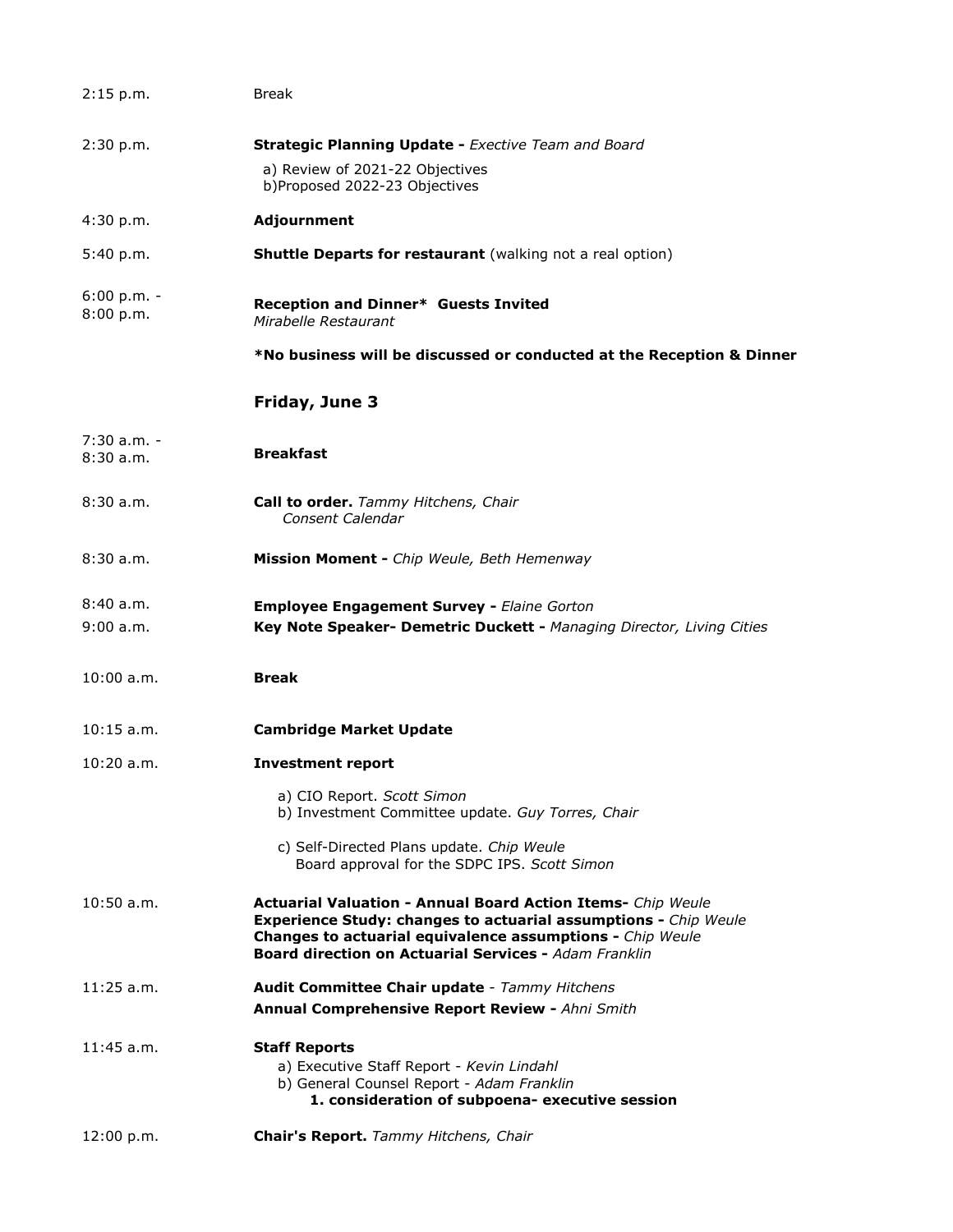| | |
|---|---|
| 2:15 p.m. | Break |
| 2:30 p.m. | **Strategic Planning Update -** *Exective Team and Board*<br>a) Review of 2021-22 Objectives<br>b)Proposed 2022-23 Objectives |
| 4:30 p.m. | **Adjournment** |
| 5:40 p.m. | **Shuttle Departs for restaurant** (walking not a real option) |
| 6:00 p.m. - 8:00 p.m. | **Reception and Dinner* Guests Invited**<br>*Mirabelle Restaurant* |
| | ***No business will be discussed or conducted at the Reception & Dinner** |

## Friday, June 3

| | |
|---|---|
| 7:30 a.m. - 8:30 a.m. | **Breakfast** |
| 8:30 a.m. | **Call to order.** *Tammy Hitchens, Chair*<br>*Consent Calendar* |
| 8:30 a.m. | **Mission Moment -** *Chip Weule, Beth Hemenway* |
| 8:40 a.m. | **Employee Engagement Survey -** *Elaine Gorton* |
| 9:00 a.m. | **Key Note Speaker- Demetric Duckett -** *Managing Director, Living Cities* |
| 10:00 a.m. | **Break** |
| 10:15 a.m. | **Cambridge Market Update** |
| 10:20 a.m. | **Investment report**<br>a) CIO Report. *Scott Simon*<br>b) Investment Committee update. *Guy Torres, Chair*<br>c) Self-Directed Plans update. *Chip Weule*<br>Board approval for the SDPC IPS. *Scott Simon* |
| 10:50 a.m. | **Actuarial Valuation - Annual Board Action Items-** *Chip Weule*<br>**Experience Study: changes to actuarial assumptions -** *Chip Weule*<br>**Changes to actuarial equivalence assumptions -** *Chip Weule*<br>**Board direction on Actuarial Services -** *Adam Franklin* |
| 11:25 a.m. | **Audit Committee Chair update** - *Tammy Hitchens*<br>**Annual Comprehensive Report Review -** *Ahni Smith* |
| 11:45 a.m. | **Staff Reports**<br>a) Executive Staff Report - *Kevin Lindahl*<br>b) General Counsel Report - *Adam Franklin*<br>**1. consideration of subpoena- executive session** |
| 12:00 p.m. | **Chair's Report.** *Tammy Hitchens, Chair* |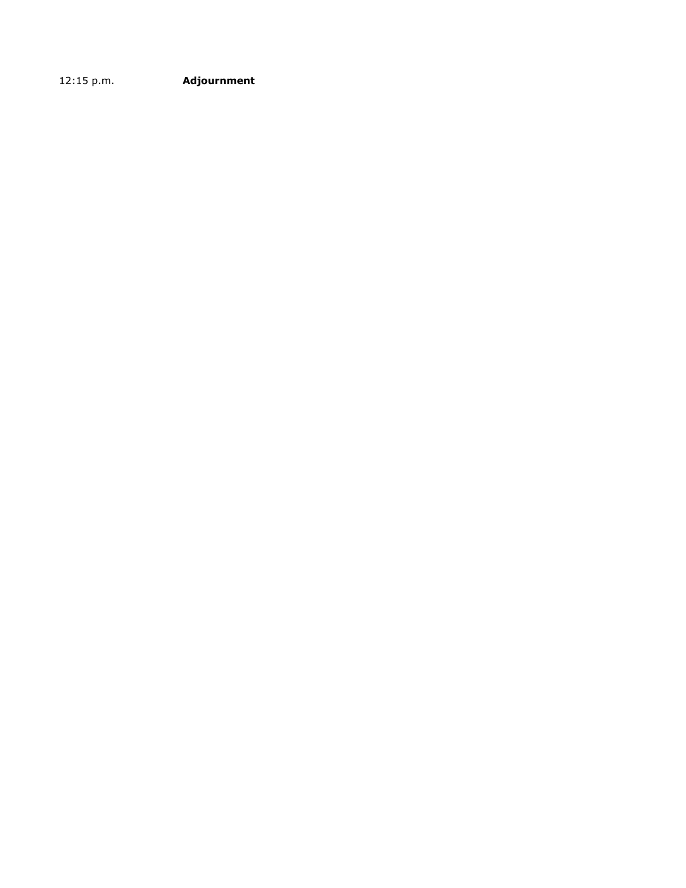12:15 p.m. **Adjournment**